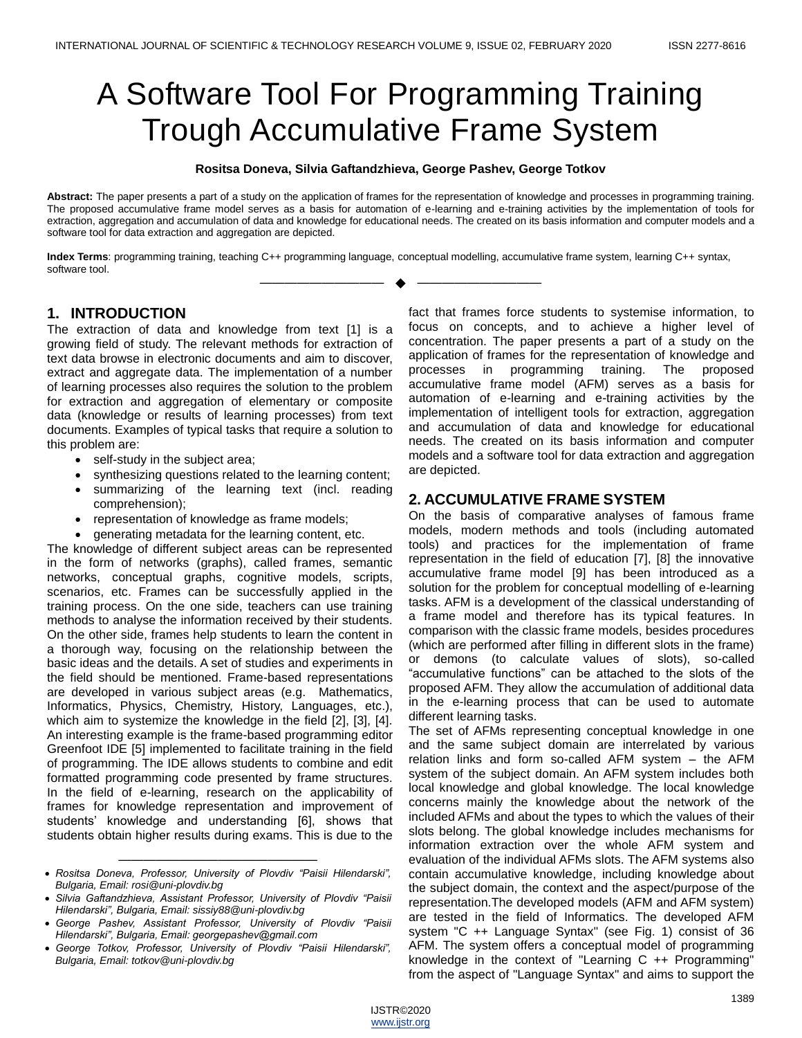# A Software Tool For Programming Training Trough Accumulative Frame System

**Rositsa Doneva, Silvia Gaftandzhieva, George Pashev, George Totkov**

**Abstract:** The paper presents a part of a study on the application of frames for the representation of knowledge and processes in programming training. The proposed accumulative frame model serves as a basis for automation of e-learning and e-training activities by the implementation of tools for extraction, aggregation and accumulation of data and knowledge for educational needs. The created on its basis information and computer models and a software tool for data extraction and aggregation are depicted.

**Index Terms**: programming training, teaching C++ programming language, conceptual modelling, accumulative frame system, learning C++ syntax, software tool.

---

## 1. INTRODUCTION

The extraction of data and knowledge from text [1] is a growing field of study. The relevant methods for extraction of text data browse in electronic documents and aim to discover, extract and aggregate data. The implementation of a number of learning processes also requires the solution to the problem for extraction and aggregation of elementary or composite data (knowledge or results of learning processes) from text documents. Examples of typical tasks that require a solution to this problem are:

- self-study in the subject area;
- synthesizing questions related to the learning content;
- summarizing of the learning text (incl. reading comprehension);
- representation of knowledge as frame models;
- generating metadata for the learning content, etc.

The knowledge of different subject areas can be represented in the form of networks (graphs), called frames, semantic networks, conceptual graphs, cognitive models, scripts, scenarios, etc. Frames can be successfully applied in the training process. On the one side, teachers can use training methods to analyse the information received by their students. On the other side, frames help students to learn the content in a thorough way, focusing on the relationship between the basic ideas and the details. A set of studies and experiments in the field should be mentioned. Frame-based representations are developed in various subject areas (e.g. Mathematics, Informatics, Physics, Chemistry, History, Languages, etc.), which aim to systemize the knowledge in the field [2], [3], [4]. An interesting example is the frame-based programming editor Greenfoot IDE [5] implemented to facilitate training in the field of programming. The IDE allows students to combine and edit formatted programming code presented by frame structures. In the field of e-learning, research on the applicability of frames for knowledge representation and improvement of students' knowledge and understanding [6], shows that students obtain higher results during exams. This is due to the fact that frames force students to systemise information, to focus on concepts, and to achieve a higher level of concentration. The paper presents a part of a study on the application of frames for the representation of knowledge and processes in programming training. The proposed accumulative frame model (AFM) serves as a basis for automation of e-learning and e-training activities by the implementation of intelligent tools for extraction, aggregation and accumulation of data and knowledge for educational needs. The created on its basis information and computer models and a software tool for data extraction and aggregation are depicted.

---

- *Rositsa Doneva, Professor, University of Plovdiv "Paisii Hilendarski", Bulgaria, Email: rosi@uni-plovdiv.bg*
- *Silvia Gaftandzhieva, Assistant Professor, University of Plovdiv "Paisii Hilendarski", Bulgaria, Email: sissiy88@uni-plovdiv.bg*
- *George Pashev, Assistant Professor, University of Plovdiv "Paisii Hilendarski", Bulgaria, Email: georgepashev@gmail.com*
- *George Totkov, Professor, University of Plovdiv "Paisii Hilendarski", Bulgaria, Email: totkov@uni-plovdiv.bg*

## 2. ACCUMULATIVE FRAME SYSTEM

On the basis of comparative analyses of famous frame models, modern methods and tools (including automated tools) and practices for the implementation of frame representation in the field of education [7], [8] the innovative accumulative frame model [9] has been introduced as a solution for the problem for conceptual modelling of e-learning tasks. AFM is a development of the classical understanding of a frame model and therefore has its typical features. In comparison with the classic frame models, besides procedures (which are performed after filling in different slots in the frame) or demons (to calculate values of slots), so-called "accumulative functions" can be attached to the slots of the proposed AFM. They allow the accumulation of additional data in the e-learning process that can be used to automate different learning tasks.

The set of AFMs representing conceptual knowledge in one and the same subject domain are interrelated by various relation links and form so-called AFM system – the AFM system of the subject domain. An AFM system includes both local knowledge and global knowledge. The local knowledge concerns mainly the knowledge about the network of the included AFMs and about the types to which the values of their slots belong. The global knowledge includes mechanisms for information extraction over the whole AFM system and evaluation of the individual AFMs slots. The AFM systems also contain accumulative knowledge, including knowledge about the subject domain, the context and the aspect/purpose of the representation.The developed models (AFM and AFM system) are tested in the field of Informatics. The developed AFM system "C ++ Language Syntax" (see Fig. 1) consist of 36 AFM. The system offers a conceptual model of programming knowledge in the context of "Learning C ++ Programming" from the aspect of "Language Syntax" and aims to support the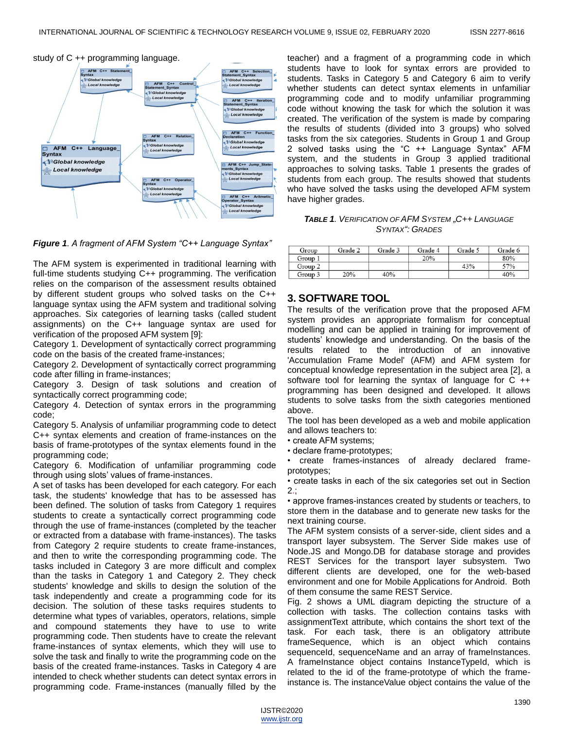study of C ++ programming language.

*Figure 1. A fragment of AFM System "C++ Language Syntax"*

The AFM system is experimented in traditional learning with full-time students studying C++ programming. The verification relies on the comparison of the assessment results obtained by different student groups who solved tasks on the C++ language syntax using the AFM system and traditional solving approaches. Six categories of learning tasks (called student assignments) on the C++ language syntax are used for verification of the proposed AFM system [9]:

Category 1. Development of syntactically correct programming code on the basis of the created frame-instances;

Category 2. Development of syntactically correct programming code after filling in frame-instances;

Category 3. Design of task solutions and creation of syntactically correct programming code;

Category 4. Detection of syntax errors in the programming code;

Category 5. Analysis of unfamiliar programming code to detect C++ syntax elements and creation of frame-instances on the basis of frame-prototypes of the syntax elements found in the programming code;

Category 6. Modification of unfamiliar programming code through using slots' values of frame-instances.

A set of tasks has been developed for each category. For each task, the students' knowledge that has to be assessed has been defined. The solution of tasks from Category 1 requires students to create a syntactically correct programming code through the use of frame-instances (completed by the teacher or extracted from a database with frame-instances). The tasks from Category 2 require students to create frame-instances, and then to write the corresponding programming code. The tasks included in Category 3 are more difficult and complex than the tasks in Category 1 and Category 2. They check students' knowledge and skills to design the solution of the task independently and create a programming code for its decision. The solution of these tasks requires students to determine what types of variables, operators, relations, simple and compound statements they have to use to write programming code. Then students have to create the relevant frame-instances of syntax elements, which they will use to solve the task and finally to write the programming code on the basis of the created frame-instances. Tasks in Category 4 are intended to check whether students can detect syntax errors in programming code. Frame-instances (manually filled by the teacher) and a fragment of a programming code in which students have to look for syntax errors are provided to students. Tasks in Category 5 and Category 6 aim to verify whether students can detect syntax elements in unfamiliar programming code and to modify unfamiliar programming code without knowing the task for which the solution it was created. The verification of the system is made by comparing the results of students (divided into 3 groups) who solved tasks from the six categories. Students in Group 1 and Group 2 solved tasks using the "C ++ Language Syntax" AFM system, and the students in Group 3 applied traditional approaches to solving tasks. Table 1 presents the grades of students from each group. The results showed that students who have solved the tasks using the developed AFM system have higher grades.

***TABLE 1**. VERIFICATION OF AFM SYSTEM „C++ LANGUAGE SYNTAX": GRADES*

| Group | Grade 2 | Grade 3 | Grade 4 | Grade 5 | Grade 6 |
|---|---|---|---|---|---|
| Group 1 | | | 20% | | 80% |
| Group 2 | | | | 43% | 57% |
| Group 3 | 20% | 40% | | | 40% |

## 3. SOFTWARE TOOL

The results of the verification prove that the proposed AFM system provides an appropriate formalism for conceptual modelling and can be applied in training for improvement of students' knowledge and understanding. On the basis of the results related to the introduction of an innovative 'Accumulation Frame Model' (AFM) and AFM system for conceptual knowledge representation in the subject area [2], a software tool for learning the syntax of language for C ++ programming has been designed and developed. It allows students to solve tasks from the sixth categories mentioned above.

The tool has been developed as a web and mobile application and allows teachers to:

- create AFM systems;
- declare frame-prototypes;
- create frames-instances of already declared frame-prototypes;
- create tasks in each of the six categories set out in Section 2.;
- approve frames-instances created by students or teachers, to store them in the database and to generate new tasks for the next training course.

The AFM system consists of a server-side, client sides and a transport layer subsystem. The Server Side makes use of Node.JS and Mongo.DB for database storage and provides REST Services for the transport layer subsystem. Two different clients are developed, one for the web-based environment and one for Mobile Applications for Android. Both of them consume the same REST Service.

Fig. 2 shows a UML diagram depicting the structure of a collection with tasks. The collection contains tasks with assignmentText attribute, which contains the short text of the task. For each task, there is an obligatory attribute frameSequence, which is an object which contains sequenceId, sequenceName and an array of frameInstances. A frameInstance object contains InstanceTypeId, which is related to the id of the frame-prototype of which the frame-instance is. The instanceValue object contains the value of the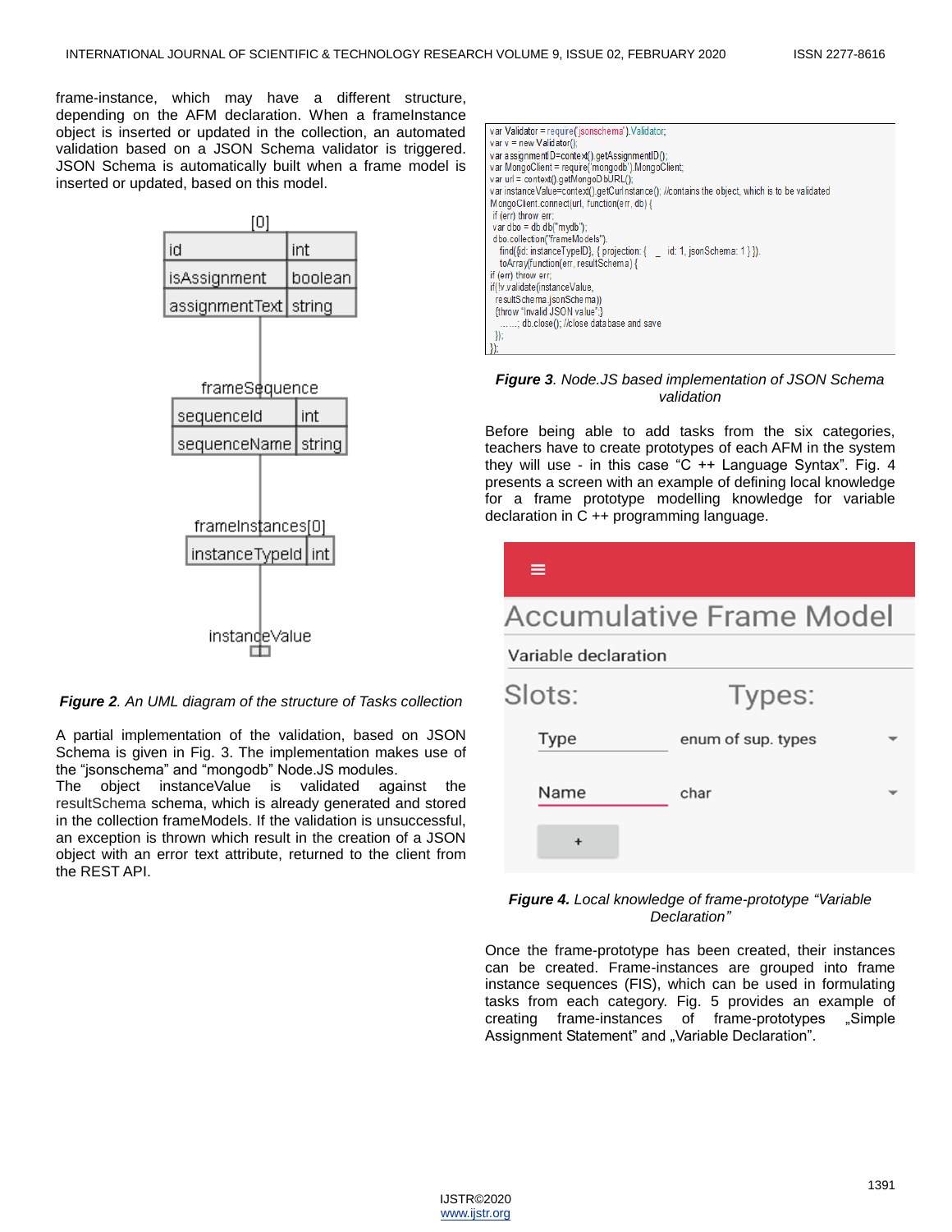frame-instance, which may have a different structure, depending on the AFM declaration. When a frameInstance object is inserted or updated in the collection, an automated validation based on a JSON Schema validator is triggered. JSON Schema is automatically built when a frame model is inserted or updated, based on this model.

***Figure 2**. An UML diagram of the structure of Tasks collection*

A partial implementation of the validation, based on JSON Schema is given in Fig. 3. The implementation makes use of the "jsonschema" and "mongodb" Node.JS modules.
The object instanceValue is validated against the resultSchema schema, which is already generated and stored in the collection frameModels. If the validation is unsuccessful, an exception is thrown which result in the creation of a JSON object with an error text attribute, returned to the client from the REST API.

```
var Validator = require('jsonschema').Validator;
var v = new Validator();
var assignmentID=context().getAssignmentID();
var MongoClient = require('mongodb').MongoClient;
var url = context().getMongoDbURL();
var instanceValue=context().getCurInstance(); //contains the object, which is to be validated
MongoClient.connect(url, function(err, db) {
 if (err) throw err;
 var dbo = db.db("mydb");
 dbo.collection("frameModels").
   find({id: instanceTypeID}, { projection: { _id: 1, jsonSchema: 1 } }).
   toArray(function(err, resultSchema) {
if (err) throw err;
if(!v.validate(instanceValue,
  resultSchema.jsonSchema))
  {throw "Invalid JSON value";}
  .......; db.close(); //close database and save
  });
});
```

***Figure 3**. Node.JS based implementation of JSON Schema validation*

Before being able to add tasks from the six categories, teachers have to create prototypes of each AFM in the system they will use - in this case "C ++ Language Syntax". Fig. 4 presents a screen with an example of defining local knowledge for a frame prototype modelling knowledge for variable declaration in C ++ programming language.

***Figure 4.** Local knowledge of frame-prototype "Variable Declaration"*

Once the frame-prototype has been created, their instances can be created. Frame-instances are grouped into frame instance sequences (FIS), which can be used in formulating tasks from each category. Fig. 5 provides an example of creating frame-instances of frame-prototypes „Simple Assignment Statement" and „Variable Declaration".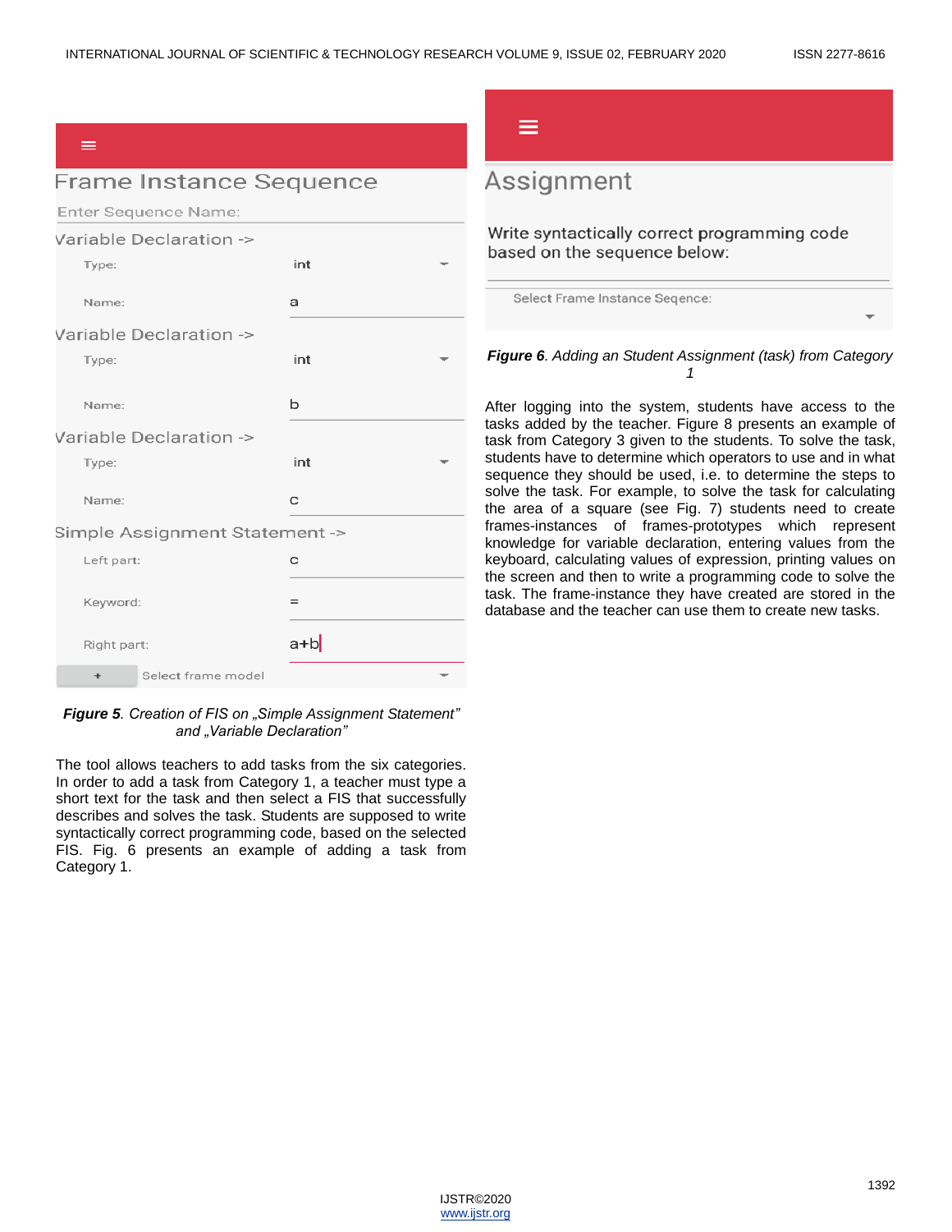*Figure 5. Creation of FIS on „Simple Assignment Statement" and „Variable Declaration"*

The tool allows teachers to add tasks from the six categories. In order to add a task from Category 1, a teacher must type a short text for the task and then select a FIS that successfully describes and solves the task. Students are supposed to write syntactically correct programming code, based on the selected FIS. Fig. 6 presents an example of adding a task from Category 1.

*Figure 6. Adding an Student Assignment (task) from Category 1*

After logging into the system, students have access to the tasks added by the teacher. Figure 8 presents an example of task from Category 3 given to the students. To solve the task, students have to determine which operators to use and in what sequence they should be used, i.e. to determine the steps to solve the task. For example, to solve the task for calculating the area of a square (see Fig. 7) students need to create frames-instances of frames-prototypes which represent knowledge for variable declaration, entering values from the keyboard, calculating values of expression, printing values on the screen and then to write a programming code to solve the task. The frame-instance they have created are stored in the database and the teacher can use them to create new tasks.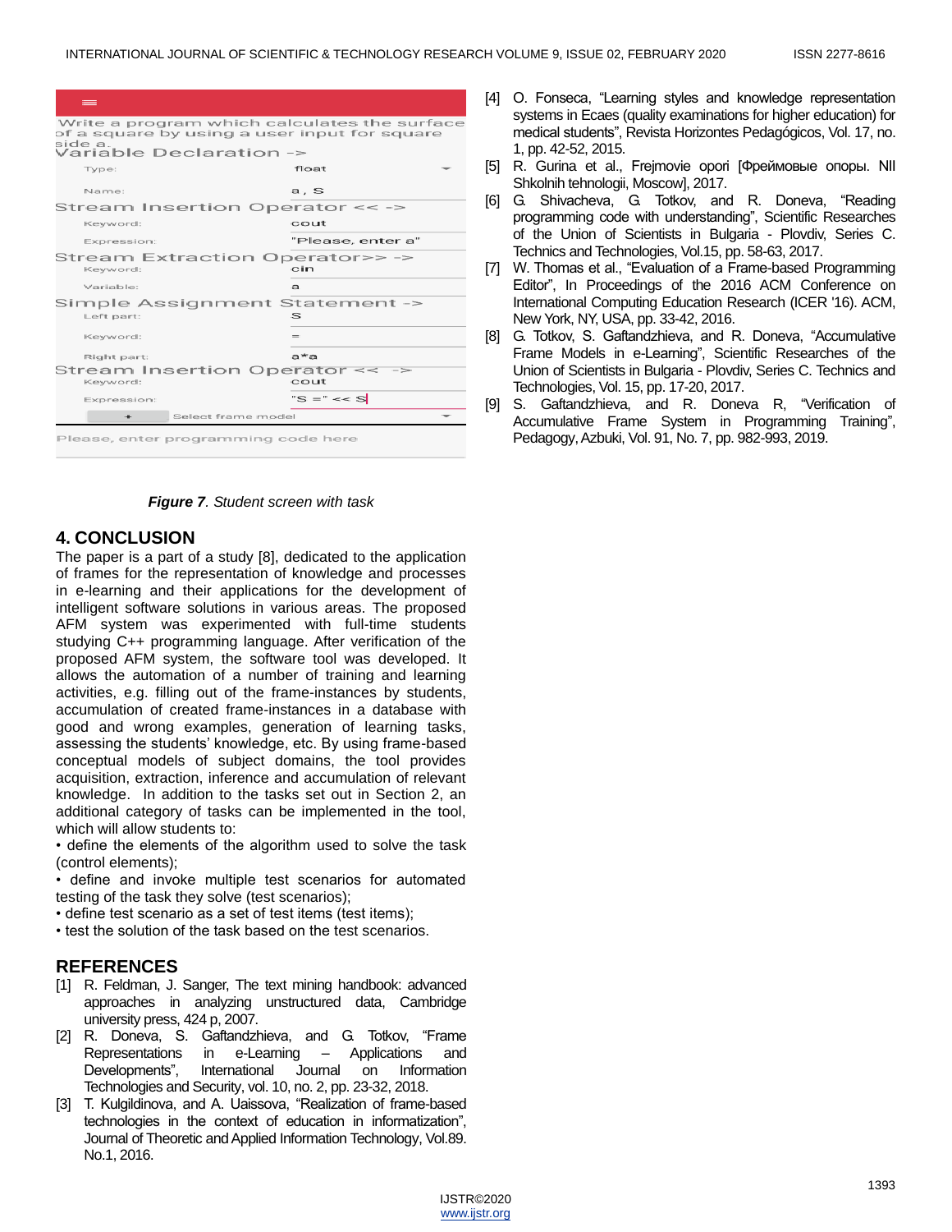Write a program which calculates the surface of a square by using a user input for square side a.

Variable Declaration ->

Type: float

Name: a, S

Stream Insertion Operator << ->

Keyword: cout

Expression: "Please, enter a"

Stream Extraction Operator>> ->

Keyword: cin

Variable: a

Simple Assignment Statement ->

Left part: S

Keyword: =

Right part: a*a

Stream Insertion Operator << ->

Keyword: cout

Expression: "S =" << S

+ Select frame model

Please, enter programming code here

***Figure 7**. Student screen with task*

## 4. CONCLUSION

The paper is a part of a study [8], dedicated to the application of frames for the representation of knowledge and processes in e-learning and their applications for the development of intelligent software solutions in various areas. The proposed AFM system was experimented with full-time students studying C++ programming language. After verification of the proposed AFM system, the software tool was developed. It allows the automation of a number of training and learning activities, e.g. filling out of the frame-instances by students, accumulation of created frame-instances in a database with good and wrong examples, generation of learning tasks, assessing the students' knowledge, etc. By using frame-based conceptual models of subject domains, the tool provides acquisition, extraction, inference and accumulation of relevant knowledge. In addition to the tasks set out in Section 2, an additional category of tasks can be implemented in the tool, which will allow students to:

- define the elements of the algorithm used to solve the task (control elements);
- define and invoke multiple test scenarios for automated testing of the task they solve (test scenarios);
- define test scenario as a set of test items (test items);
- test the solution of the task based on the test scenarios.

## REFERENCES

[1] R. Feldman, J. Sanger, The text mining handbook: advanced approaches in analyzing unstructured data, Cambridge university press, 424 p, 2007.

[2] R. Doneva, S. Gaftandzhieva, and G. Totkov, "Frame Representations in e-Learning – Applications and Developments", International Journal on Information Technologies and Security, vol. 10, no. 2, pp. 23-32, 2018.

[3] T. Kulgildinova, and A. Uaissova, "Realization of frame-based technologies in the context of education in informatization", Journal of Theoretic and Applied Information Technology, Vol.89. No.1, 2016.

[4] O. Fonseca, "Learning styles and knowledge representation systems in Ecaes (quality examinations for higher education) for medical students", Revista Horizontes Pedagógicos, Vol. 17, no. 1, pp. 42-52, 2015.

[5] R. Gurina et al., Frejmovie opori [Фреймовые опоры. NII Shkolnih tehnologii, Moscow], 2017.

[6] G. Shivacheva, G. Totkov, and R. Doneva, "Reading programming code with understanding", Scientific Researches of the Union of Scientists in Bulgaria - Plovdiv, Series C. Technics and Technologies, Vol.15, pp. 58-63, 2017.

[7] W. Thomas et al., "Evaluation of a Frame-based Programming Editor", In Proceedings of the 2016 ACM Conference on International Computing Education Research (ICER '16). ACM, New York, NY, USA, pp. 33-42, 2016.

[8] G. Totkov, S. Gaftandzhieva, and R. Doneva, "Accumulative Frame Models in e-Learning", Scientific Researches of the Union of Scientists in Bulgaria - Plovdiv, Series C. Technics and Technologies, Vol. 15, pp. 17-20, 2017.

[9] S. Gaftandzhieva, and R. Doneva R, "Verification of Accumulative Frame System in Programming Training", Pedagogy, Azbuki, Vol. 91, No. 7, pp. 982-993, 2019.